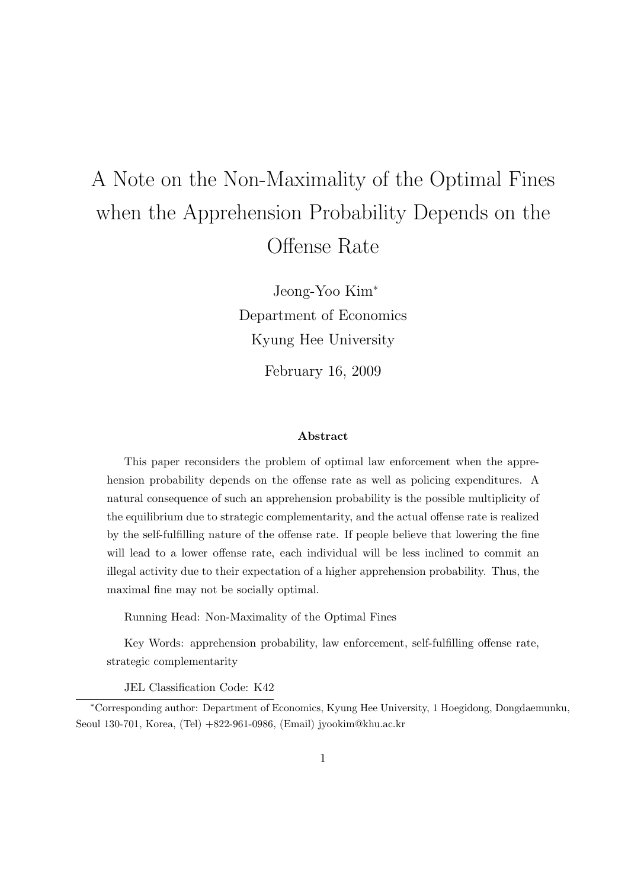# A Note on the Non-Maximality of the Optimal Fines when the Apprehension Probability Depends on the Offense Rate

Jeong-Yoo Kim[*]

Department of Economics

Kyung Hee University

February 16, 2009

### Abstract

This paper reconsiders the problem of optimal law enforcement when the apprehension probability depends on the offense rate as well as policing expenditures. A natural consequence of such an apprehension probability is the possible multiplicity of the equilibrium due to strategic complementarity, and the actual offense rate is realized by the self-fulfilling nature of the offense rate. If people believe that lowering the fine will lead to a lower offense rate, each individual will be less inclined to commit an illegal activity due to their expectation of a higher apprehension probability. Thus, the maximal fine may not be socially optimal.

Running Head: Non-Maximality of the Optimal Fines

Key Words: apprehension probability, law enforcement, self-fulfilling offense rate, strategic complementarity

JEL Classification Code: K42

[*]Corresponding author: Department of Economics, Kyung Hee University, 1 Hoegidong, Dongdaemunku, Seoul 130-701, Korea, (Tel) +822-961-0986, (Email) jyookim@khu.ac.kr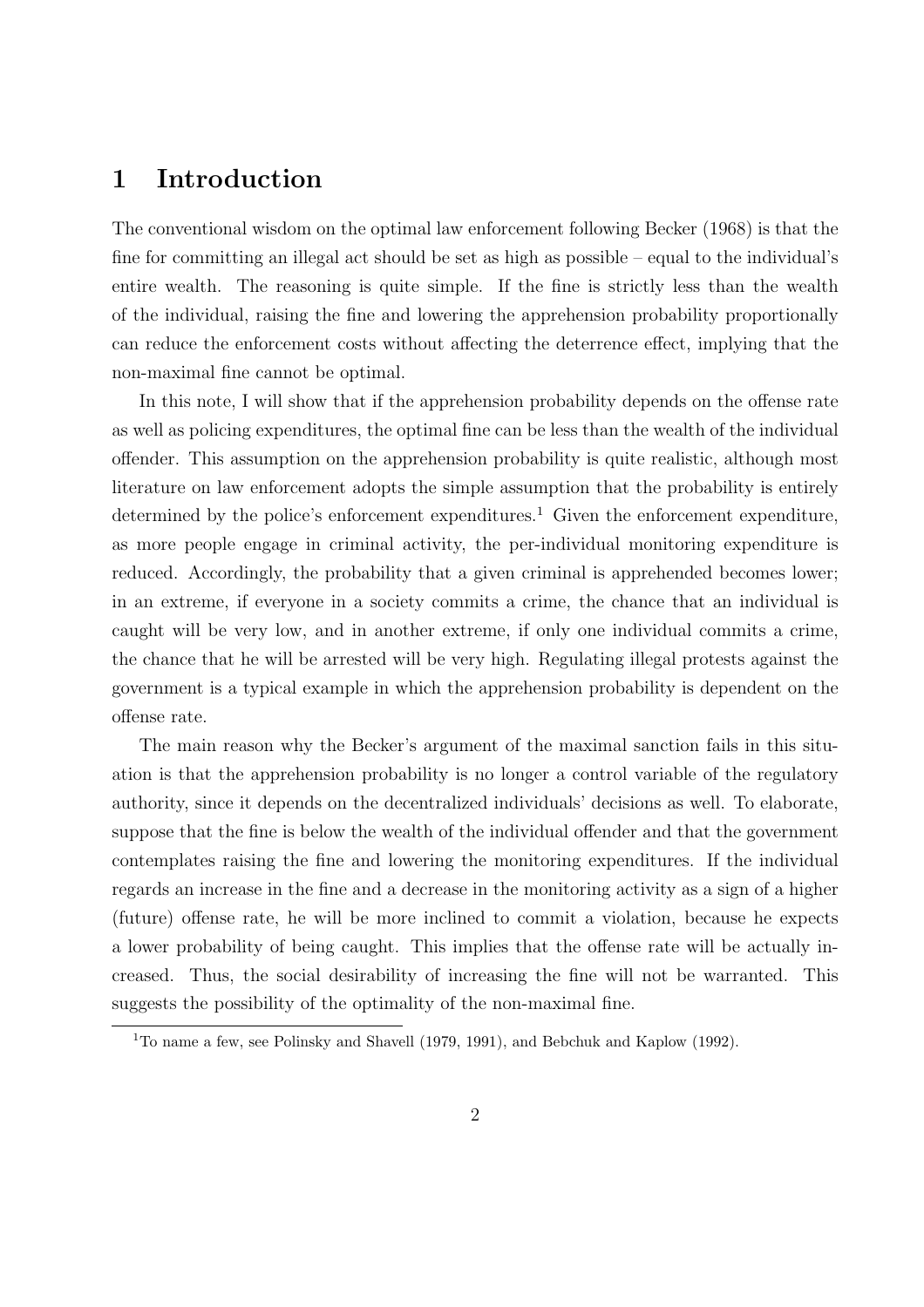# 1 Introduction

The conventional wisdom on the optimal law enforcement following Becker (1968) is that the fine for committing an illegal act should be set as high as possible – equal to the individual's entire wealth. The reasoning is quite simple. If the fine is strictly less than the wealth of the individual, raising the fine and lowering the apprehension probability proportionally can reduce the enforcement costs without affecting the deterrence effect, implying that the non-maximal fine cannot be optimal.

In this note, I will show that if the apprehension probability depends on the offense rate as well as policing expenditures, the optimal fine can be less than the wealth of the individual offender. This assumption on the apprehension probability is quite realistic, although most literature on law enforcement adopts the simple assumption that the probability is entirely determined by the police's enforcement expenditures.[1] Given the enforcement expenditure, as more people engage in criminal activity, the per-individual monitoring expenditure is reduced. Accordingly, the probability that a given criminal is apprehended becomes lower; in an extreme, if everyone in a society commits a crime, the chance that an individual is caught will be very low, and in another extreme, if only one individual commits a crime, the chance that he will be arrested will be very high. Regulating illegal protests against the government is a typical example in which the apprehension probability is dependent on the offense rate.

The main reason why the Becker's argument of the maximal sanction fails in this situation is that the apprehension probability is no longer a control variable of the regulatory authority, since it depends on the decentralized individuals' decisions as well. To elaborate, suppose that the fine is below the wealth of the individual offender and that the government contemplates raising the fine and lowering the monitoring expenditures. If the individual regards an increase in the fine and a decrease in the monitoring activity as a sign of a higher (future) offense rate, he will be more inclined to commit a violation, because he expects a lower probability of being caught. This implies that the offense rate will be actually increased. Thus, the social desirability of increasing the fine will not be warranted. This suggests the possibility of the optimality of the non-maximal fine.

[1] To name a few, see Polinsky and Shavell (1979, 1991), and Bebchuk and Kaplow (1992).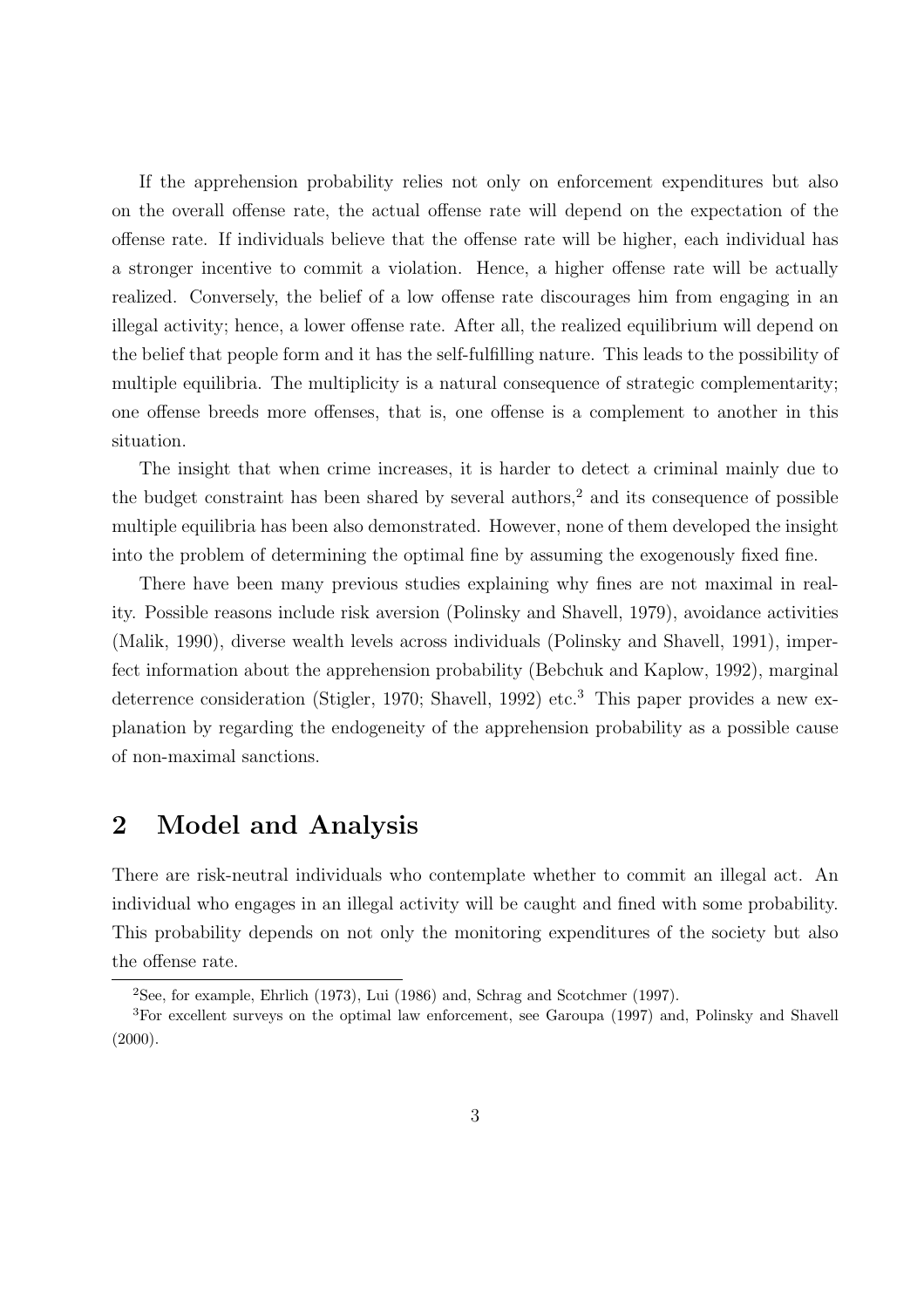If the apprehension probability relies not only on enforcement expenditures but also on the overall offense rate, the actual offense rate will depend on the expectation of the offense rate. If individuals believe that the offense rate will be higher, each individual has a stronger incentive to commit a violation. Hence, a higher offense rate will be actually realized. Conversely, the belief of a low offense rate discourages him from engaging in an illegal activity; hence, a lower offense rate. After all, the realized equilibrium will depend on the belief that people form and it has the self-fulfilling nature. This leads to the possibility of multiple equilibria. The multiplicity is a natural consequence of strategic complementarity; one offense breeds more offenses, that is, one offense is a complement to another in this situation.

The insight that when crime increases, it is harder to detect a criminal mainly due to the budget constraint has been shared by several authors,[2] and its consequence of possible multiple equilibria has been also demonstrated. However, none of them developed the insight into the problem of determining the optimal fine by assuming the exogenously fixed fine.

There have been many previous studies explaining why fines are not maximal in reality. Possible reasons include risk aversion (Polinsky and Shavell, 1979), avoidance activities (Malik, 1990), diverse wealth levels across individuals (Polinsky and Shavell, 1991), imperfect information about the apprehension probability (Bebchuk and Kaplow, 1992), marginal deterrence consideration (Stigler, 1970; Shavell, 1992) etc.[3] This paper provides a new explanation by regarding the endogeneity of the apprehension probability as a possible cause of non-maximal sanctions.

## 2 Model and Analysis

There are risk-neutral individuals who contemplate whether to commit an illegal act. An individual who engages in an illegal activity will be caught and fined with some probability. This probability depends on not only the monitoring expenditures of the society but also the offense rate.

---

[2] See, for example, Ehrlich (1973), Lui (1986) and, Schrag and Scotchmer (1997).

[3] For excellent surveys on the optimal law enforcement, see Garoupa (1997) and, Polinsky and Shavell (2000).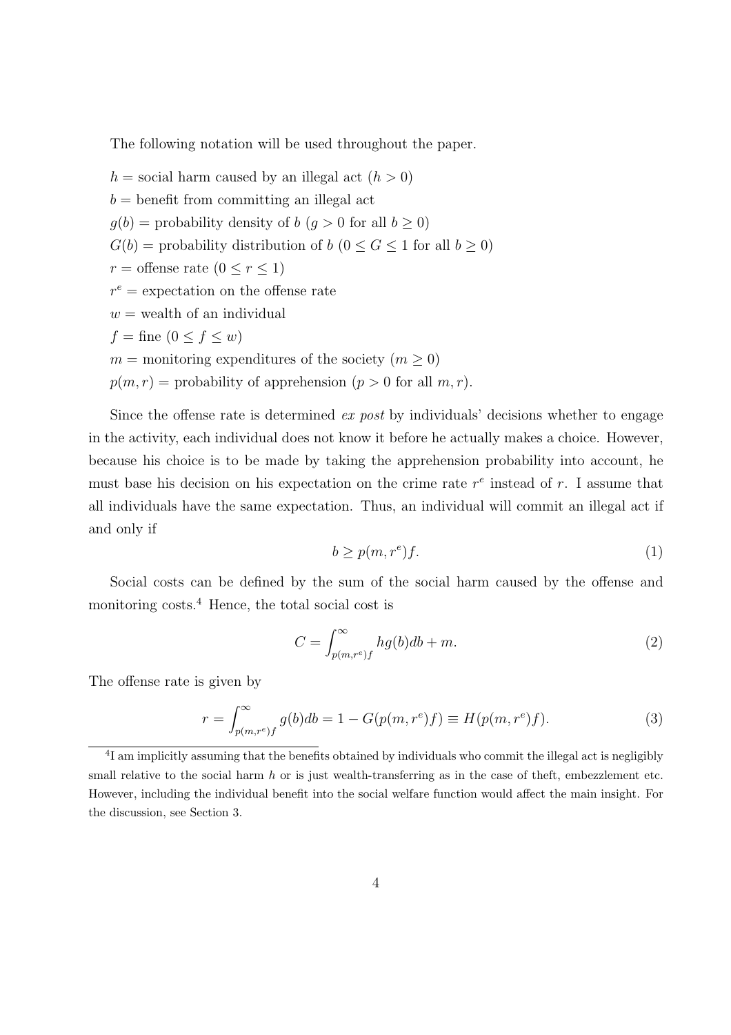The following notation will be used throughout the paper.

$h$ = social harm caused by an illegal act ($h > 0$)
$b$ = benefit from committing an illegal act
$g(b)$ = probability density of $b$ ($g > 0$ for all $b \geq 0$)
$G(b)$ = probability distribution of $b$ ($0 \leq G \leq 1$ for all $b \geq 0$)
$r$ = offense rate ($0 \leq r \leq 1$)
$r^e$ = expectation on the offense rate
$w$ = wealth of an individual
$f$ = fine ($0 \leq f \leq w$)
$m$ = monitoring expenditures of the society ($m \geq 0$)
$p(m, r)$ = probability of apprehension ($p > 0$ for all $m, r$).

Since the offense rate is determined *ex post* by individuals' decisions whether to engage in the activity, each individual does not know it before he actually makes a choice. However, because his choice is to be made by taking the apprehension probability into account, he must base his decision on his expectation on the crime rate $r^e$ instead of $r$. I assume that all individuals have the same expectation. Thus, an individual will commit an illegal act if and only if

$$b \geq p(m, r^e)f. \tag{1}$$

Social costs can be defined by the sum of the social harm caused by the offense and monitoring costs.[4] Hence, the total social cost is

$$C = \int_{p(m,r^e)f}^{\infty} hg(b)db + m. \tag{2}$$

The offense rate is given by

$$r = \int_{p(m,r^e)f}^{\infty} g(b)db = 1 - G(p(m, r^e)f) \equiv H(p(m, r^e)f). \tag{3}$$

[4] I am implicitly assuming that the benefits obtained by individuals who commit the illegal act is negligibly small relative to the social harm $h$ or is just wealth-transferring as in the case of theft, embezzlement etc. However, including the individual benefit into the social welfare function would affect the main insight. For the discussion, see Section 3.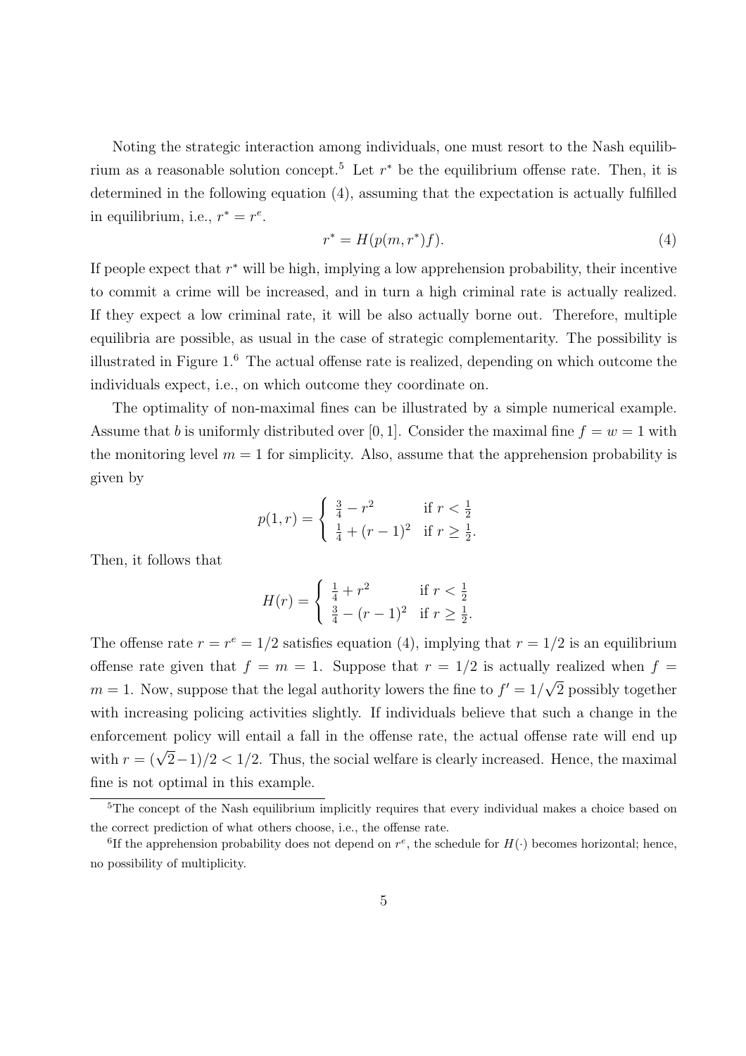Noting the strategic interaction among individuals, one must resort to the Nash equilibrium as a reasonable solution concept.[5] Let $r^*$ be the equilibrium offense rate. Then, it is determined in the following equation (4), assuming that the expectation is actually fulfilled in equilibrium, i.e., $r^* = r^e$.

$$r^* = H(p(m, r^*)f). \tag{4}$$

If people expect that $r^*$ will be high, implying a low apprehension probability, their incentive to commit a crime will be increased, and in turn a high criminal rate is actually realized. If they expect a low criminal rate, it will be also actually borne out. Therefore, multiple equilibria are possible, as usual in the case of strategic complementarity. The possibility is illustrated in Figure 1.[6] The actual offense rate is realized, depending on which outcome the individuals expect, i.e., on which outcome they coordinate on.

The optimality of non-maximal fines can be illustrated by a simple numerical example. Assume that $b$ is uniformly distributed over $[0, 1]$. Consider the maximal fine $f = w = 1$ with the monitoring level $m = 1$ for simplicity. Also, assume that the apprehension probability is given by

$$p(1, r) = \begin{cases} \frac{3}{4} - r^2 & \text{if } r < \frac{1}{2} \\ \frac{1}{4} + (r-1)^2 & \text{if } r \geq \frac{1}{2}. \end{cases}$$

Then, it follows that

$$H(r) = \begin{cases} \frac{1}{4} + r^2 & \text{if } r < \frac{1}{2} \\ \frac{3}{4} - (r-1)^2 & \text{if } r \geq \frac{1}{2}. \end{cases}$$

The offense rate $r = r^e = 1/2$ satisfies equation (4), implying that $r = 1/2$ is an equilibrium offense rate given that $f = m = 1$. Suppose that $r = 1/2$ is actually realized when $f = m = 1$. Now, suppose that the legal authority lowers the fine to $f' = 1/\sqrt{2}$ possibly together with increasing policing activities slightly. If individuals believe that such a change in the enforcement policy will entail a fall in the offense rate, the actual offense rate will end up with $r = (\sqrt{2}-1)/2 < 1/2$. Thus, the social welfare is clearly increased. Hence, the maximal fine is not optimal in this example.

---

[5] The concept of the Nash equilibrium implicitly requires that every individual makes a choice based on the correct prediction of what others choose, i.e., the offense rate.

[6] If the apprehension probability does not depend on $r^e$, the schedule for $H(\cdot)$ becomes horizontal; hence, no possibility of multiplicity.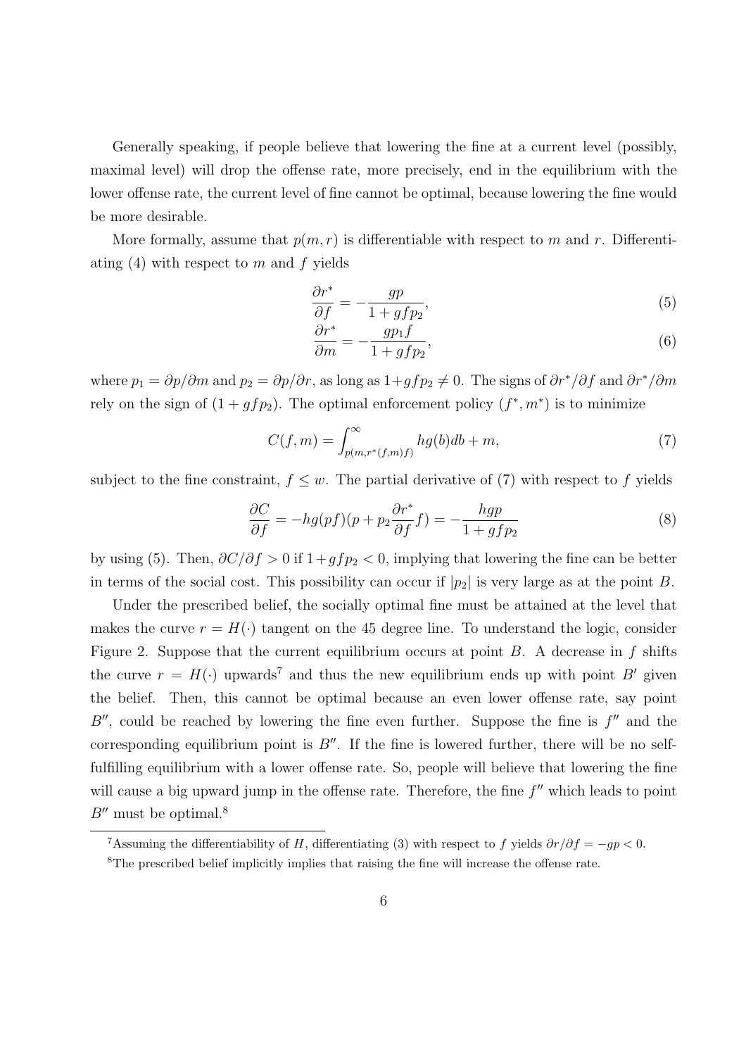Generally speaking, if people believe that lowering the fine at a current level (possibly, maximal level) will drop the offense rate, more precisely, end in the equilibrium with the lower offense rate, the current level of fine cannot be optimal, because lowering the fine would be more desirable.

More formally, assume that $p(m, r)$ is differentiable with respect to $m$ and $r$. Differentiating (4) with respect to $m$ and $f$ yields

$$\frac{\partial r^*}{\partial f} = -\frac{gp}{1 + gfp_2}, \tag{5}$$

$$\frac{\partial r^*}{\partial m} = -\frac{gp_1 f}{1 + gfp_2}, \tag{6}$$

where $p_1 = \partial p/\partial m$ and $p_2 = \partial p/\partial r$, as long as $1 + gfp_2 \neq 0$. The signs of $\partial r^*/\partial f$ and $\partial r^*/\partial m$ rely on the sign of $(1 + gfp_2)$. The optimal enforcement policy $(f^*, m^*)$ is to minimize

$$C(f, m) = \int_{p(m, r^*(f,m)f)}^{\infty} hg(b)db + m, \tag{7}$$

subject to the fine constraint, $f \leq w$. The partial derivative of (7) with respect to $f$ yields

$$\frac{\partial C}{\partial f} = -hg(pf)(p + p_2 \frac{\partial r^*}{\partial f} f) = -\frac{hgp}{1 + gfp_2} \tag{8}$$

by using (5). Then, $\partial C/\partial f > 0$ if $1 + gfp_2 < 0$, implying that lowering the fine can be better in terms of the social cost. This possibility can occur if $|p_2|$ is very large as at the point $B$.

Under the prescribed belief, the socially optimal fine must be attained at the level that makes the curve $r = H(\cdot)$ tangent on the 45 degree line. To understand the logic, consider Figure 2. Suppose that the current equilibrium occurs at point $B$. A decrease in $f$ shifts the curve $r = H(\cdot)$ upwards[7] and thus the new equilibrium ends up with point $B'$ given the belief. Then, this cannot be optimal because an even lower offense rate, say point $B''$, could be reached by lowering the fine even further. Suppose the fine is $f''$ and the corresponding equilibrium point is $B''$. If the fine is lowered further, there will be no self-fulfilling equilibrium with a lower offense rate. So, people will believe that lowering the fine will cause a big upward jump in the offense rate. Therefore, the fine $f''$ which leads to point $B''$ must be optimal.[8]

---

[7] Assuming the differentiability of $H$, differentiating (3) with respect to $f$ yields $\partial r/\partial f = -gp < 0$.

[8] The prescribed belief implicitly implies that raising the fine will increase the offense rate.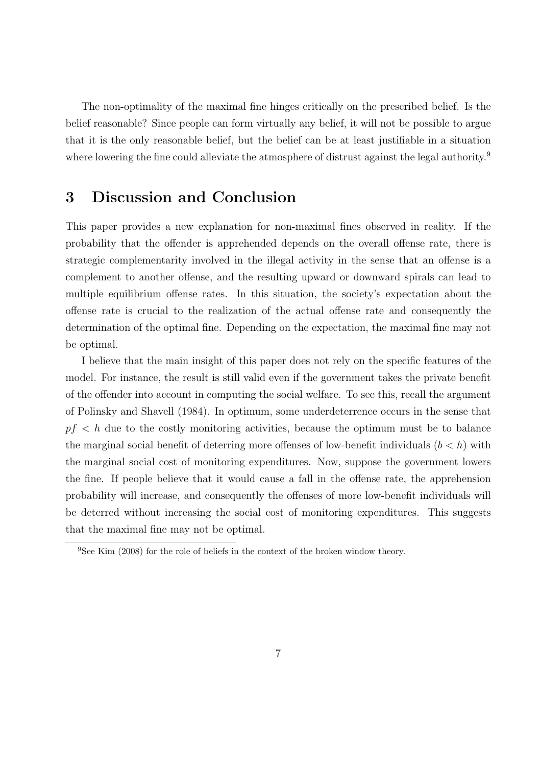The non-optimality of the maximal fine hinges critically on the prescribed belief. Is the belief reasonable? Since people can form virtually any belief, it will not be possible to argue that it is the only reasonable belief, but the belief can be at least justifiable in a situation where lowering the fine could alleviate the atmosphere of distrust against the legal authority.[9]

# 3 Discussion and Conclusion

This paper provides a new explanation for non-maximal fines observed in reality. If the probability that the offender is apprehended depends on the overall offense rate, there is strategic complementarity involved in the illegal activity in the sense that an offense is a complement to another offense, and the resulting upward or downward spirals can lead to multiple equilibrium offense rates. In this situation, the society's expectation about the offense rate is crucial to the realization of the actual offense rate and consequently the determination of the optimal fine. Depending on the expectation, the maximal fine may not be optimal.

I believe that the main insight of this paper does not rely on the specific features of the model. For instance, the result is still valid even if the government takes the private benefit of the offender into account in computing the social welfare. To see this, recall the argument of Polinsky and Shavell (1984). In optimum, some underdeterrence occurs in the sense that $pf < h$ due to the costly monitoring activities, because the optimum must be to balance the marginal social benefit of deterring more offenses of low-benefit individuals ($b < h$) with the marginal social cost of monitoring expenditures. Now, suppose the government lowers the fine. If people believe that it would cause a fall in the offense rate, the apprehension probability will increase, and consequently the offenses of more low-benefit individuals will be deterred without increasing the social cost of monitoring expenditures. This suggests that the maximal fine may not be optimal.

[9] See Kim (2008) for the role of beliefs in the context of the broken window theory.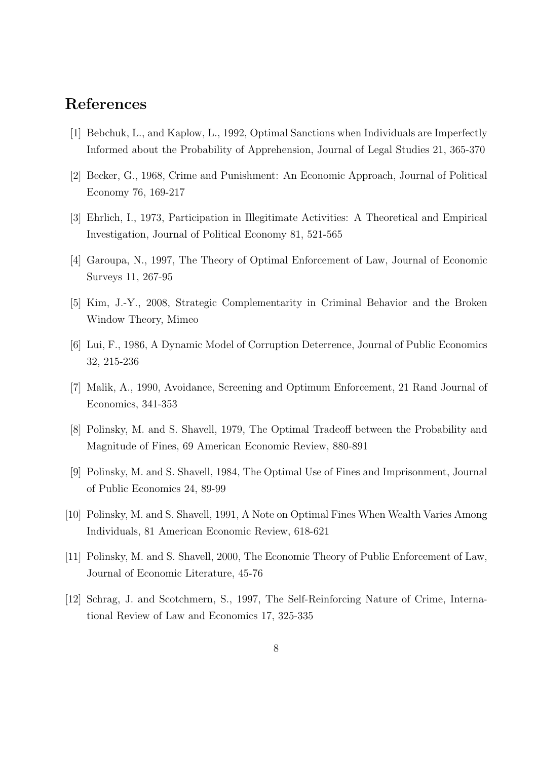## References

[1] Bebchuk, L., and Kaplow, L., 1992, Optimal Sanctions when Individuals are Imperfectly Informed about the Probability of Apprehension, Journal of Legal Studies 21, 365-370

[2] Becker, G., 1968, Crime and Punishment: An Economic Approach, Journal of Political Economy 76, 169-217

[3] Ehrlich, I., 1973, Participation in Illegitimate Activities: A Theoretical and Empirical Investigation, Journal of Political Economy 81, 521-565

[4] Garoupa, N., 1997, The Theory of Optimal Enforcement of Law, Journal of Economic Surveys 11, 267-95

[5] Kim, J.-Y., 2008, Strategic Complementarity in Criminal Behavior and the Broken Window Theory, Mimeo

[6] Lui, F., 1986, A Dynamic Model of Corruption Deterrence, Journal of Public Economics 32, 215-236

[7] Malik, A., 1990, Avoidance, Screening and Optimum Enforcement, 21 Rand Journal of Economics, 341-353

[8] Polinsky, M. and S. Shavell, 1979, The Optimal Tradeoff between the Probability and Magnitude of Fines, 69 American Economic Review, 880-891

[9] Polinsky, M. and S. Shavell, 1984, The Optimal Use of Fines and Imprisonment, Journal of Public Economics 24, 89-99

[10] Polinsky, M. and S. Shavell, 1991, A Note on Optimal Fines When Wealth Varies Among Individuals, 81 American Economic Review, 618-621

[11] Polinsky, M. and S. Shavell, 2000, The Economic Theory of Public Enforcement of Law, Journal of Economic Literature, 45-76

[12] Schrag, J. and Scotchmern, S., 1997, The Self-Reinforcing Nature of Crime, International Review of Law and Economics 17, 325-335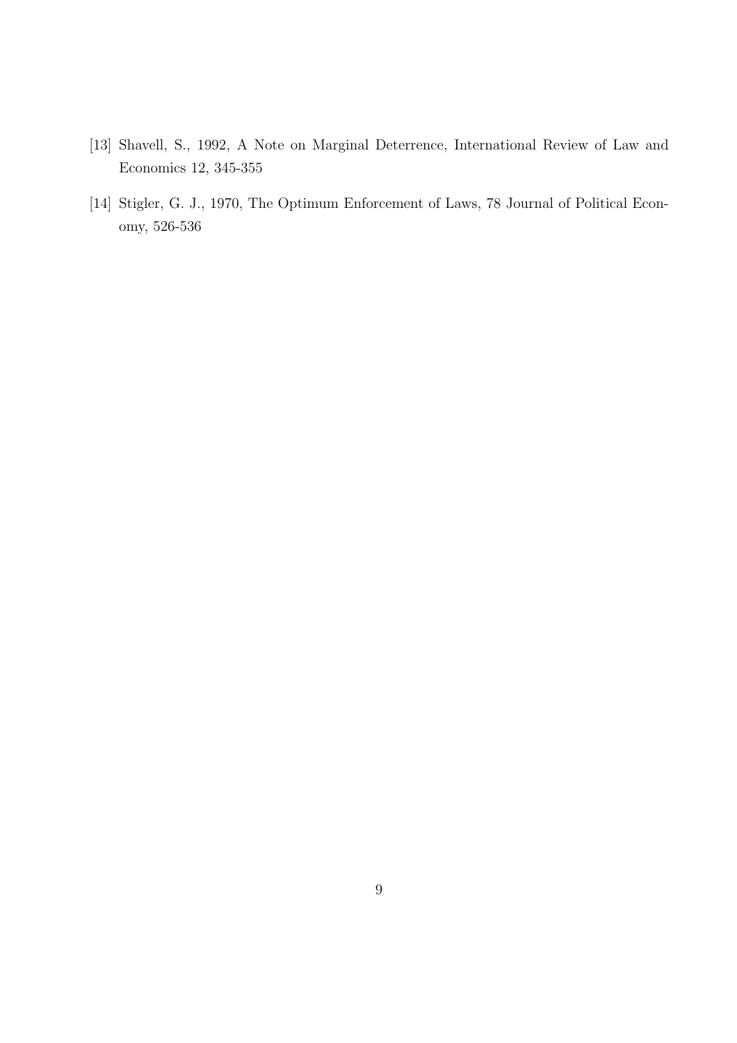[13] Shavell, S., 1992, A Note on Marginal Deterrence, International Review of Law and Economics 12, 345-355

[14] Stigler, G. J., 1970, The Optimum Enforcement of Laws, 78 Journal of Political Economy, 526-536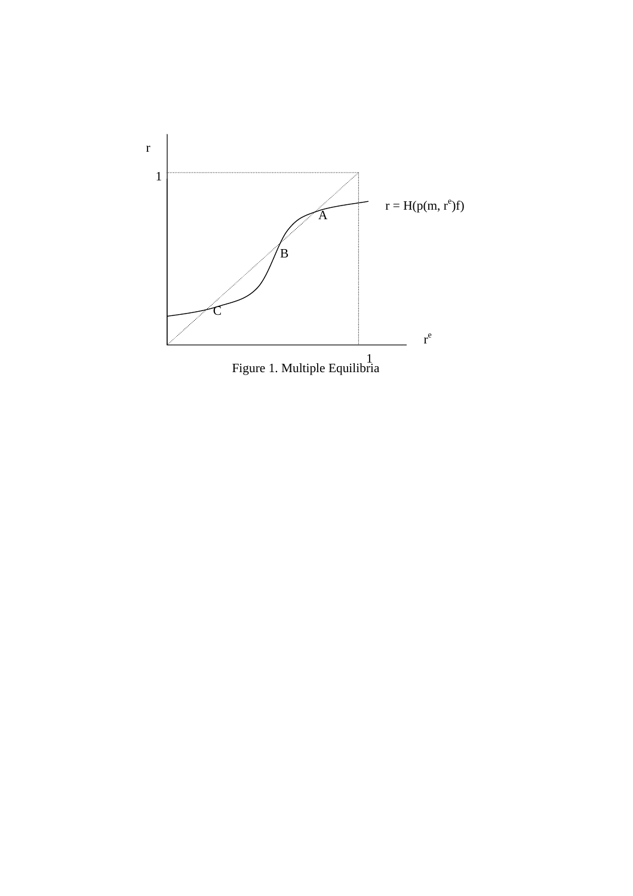Figure 1. Multiple Equilibria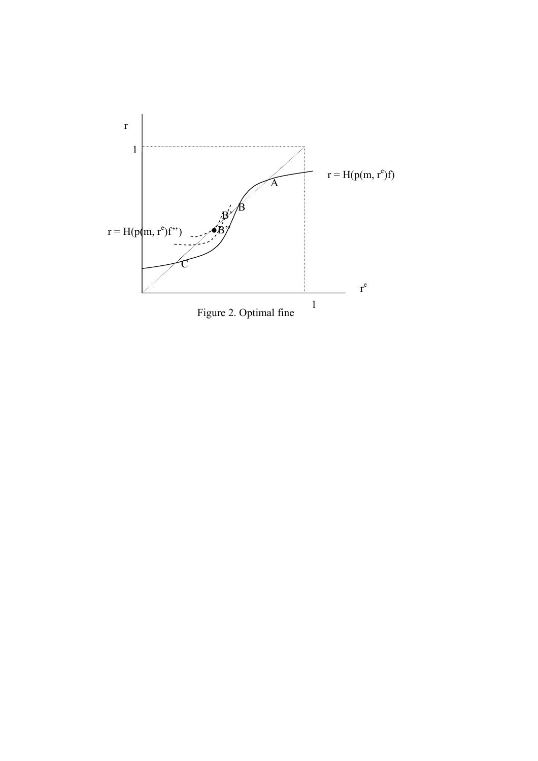r

1

$r = H(p(m, r^e)f)$

A

B

B'

B''

$r = H(p(m, r^e)f'')$

C

$r^e$

1

Figure 2. Optimal fine